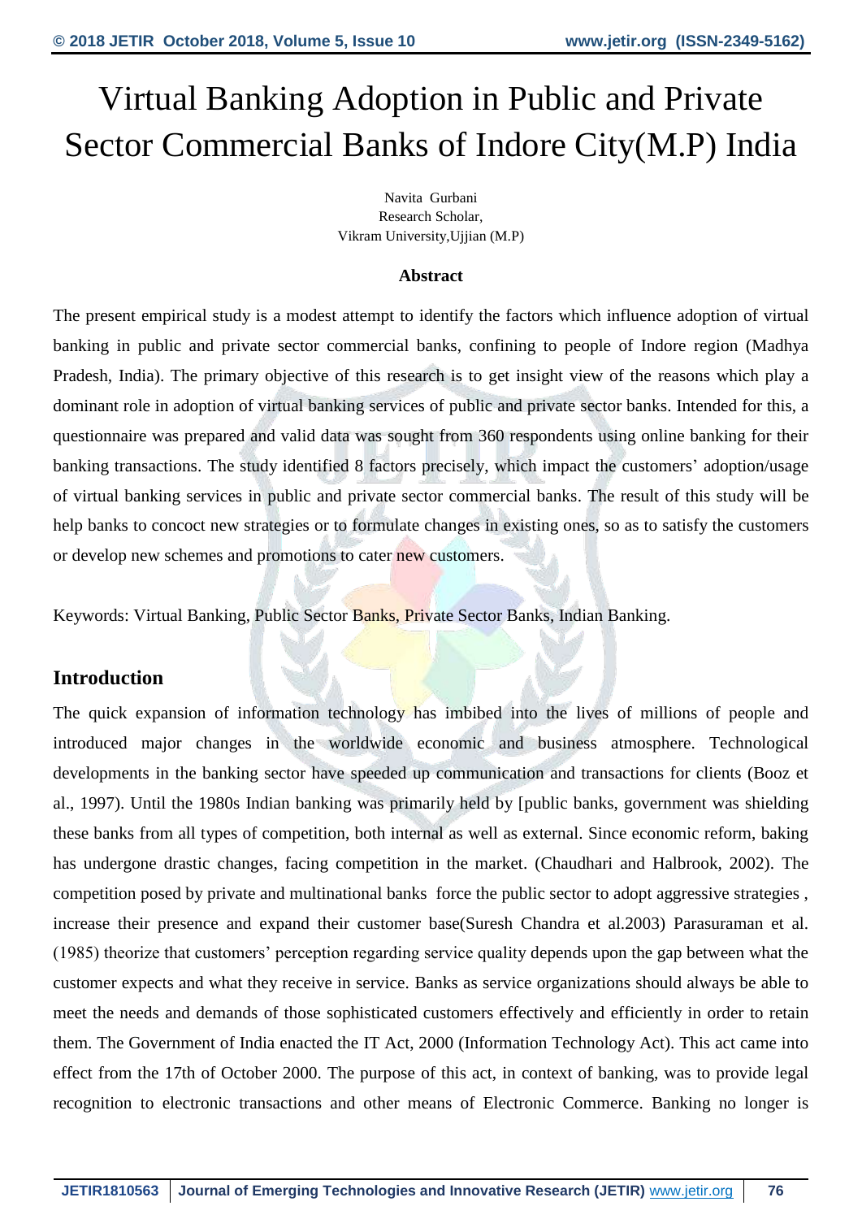# Virtual Banking Adoption in Public and Private Sector Commercial Banks of Indore City(M.P) India

Navita Gurbani
Research Scholar,
Vikram University,Ujjian (M.P)

### Abstract

The present empirical study is a modest attempt to identify the factors which influence adoption of virtual banking in public and private sector commercial banks, confining to people of Indore region (Madhya Pradesh, India). The primary objective of this research is to get insight view of the reasons which play a dominant role in adoption of virtual banking services of public and private sector banks. Intended for this, a questionnaire was prepared and valid data was sought from 360 respondents using online banking for their banking transactions. The study identified 8 factors precisely, which impact the customers' adoption/usage of virtual banking services in public and private sector commercial banks. The result of this study will be help banks to concoct new strategies or to formulate changes in existing ones, so as to satisfy the customers or develop new schemes and promotions to cater new customers.

Keywords: Virtual Banking, Public Sector Banks, Private Sector Banks, Indian Banking.

## Introduction

The quick expansion of information technology has imbibed into the lives of millions of people and introduced major changes in the worldwide economic and business atmosphere. Technological developments in the banking sector have speeded up communication and transactions for clients (Booz et al., 1997). Until the 1980s Indian banking was primarily held by [public banks, government was shielding these banks from all types of competition, both internal as well as external. Since economic reform, baking has undergone drastic changes, facing competition in the market. (Chaudhari and Halbrook, 2002). The competition posed by private and multinational banks force the public sector to adopt aggressive strategies , increase their presence and expand their customer base(Suresh Chandra et al.2003) Parasuraman et al. (1985) theorize that customers' perception regarding service quality depends upon the gap between what the customer expects and what they receive in service. Banks as service organizations should always be able to meet the needs and demands of those sophisticated customers effectively and efficiently in order to retain them. The Government of India enacted the IT Act, 2000 (Information Technology Act). This act came into effect from the 17th of October 2000. The purpose of this act, in context of banking, was to provide legal recognition to electronic transactions and other means of Electronic Commerce. Banking no longer is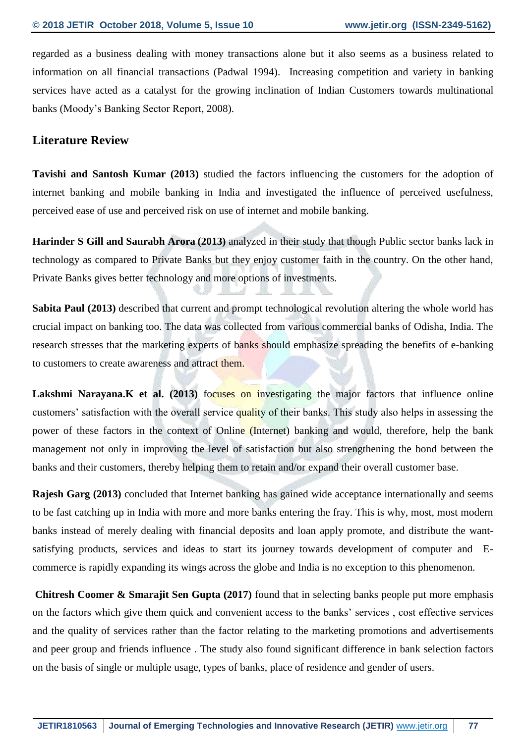regarded as a business dealing with money transactions alone but it also seems as a business related to information on all financial transactions (Padwal 1994). Increasing competition and variety in banking services have acted as a catalyst for the growing inclination of Indian Customers towards multinational banks (Moody's Banking Sector Report, 2008).

## Literature Review

**Tavishi and Santosh Kumar (2013)** studied the factors influencing the customers for the adoption of internet banking and mobile banking in India and investigated the influence of perceived usefulness, perceived ease of use and perceived risk on use of internet and mobile banking.

**Harinder S Gill and Saurabh Arora (2013)** analyzed in their study that though Public sector banks lack in technology as compared to Private Banks but they enjoy customer faith in the country. On the other hand, Private Banks gives better technology and more options of investments.

**Sabita Paul (2013)** described that current and prompt technological revolution altering the whole world has crucial impact on banking too. The data was collected from various commercial banks of Odisha, India. The research stresses that the marketing experts of banks should emphasize spreading the benefits of e-banking to customers to create awareness and attract them.

**Lakshmi Narayana.K et al. (2013)** focuses on investigating the major factors that influence online customers' satisfaction with the overall service quality of their banks. This study also helps in assessing the power of these factors in the context of Online (Internet) banking and would, therefore, help the bank management not only in improving the level of satisfaction but also strengthening the bond between the banks and their customers, thereby helping them to retain and/or expand their overall customer base.

**Rajesh Garg (2013)** concluded that Internet banking has gained wide acceptance internationally and seems to be fast catching up in India with more and more banks entering the fray. This is why, most, most modern banks instead of merely dealing with financial deposits and loan apply promote, and distribute the want-satisfying products, services and ideas to start its journey towards development of computer and E-commerce is rapidly expanding its wings across the globe and India is no exception to this phenomenon.

**Chitresh Coomer & Smarajit Sen Gupta (2017)** found that in selecting banks people put more emphasis on the factors which give them quick and convenient access to the banks' services , cost effective services and the quality of services rather than the factor relating to the marketing promotions and advertisements and peer group and friends influence . The study also found significant difference in bank selection factors on the basis of single or multiple usage, types of banks, place of residence and gender of users.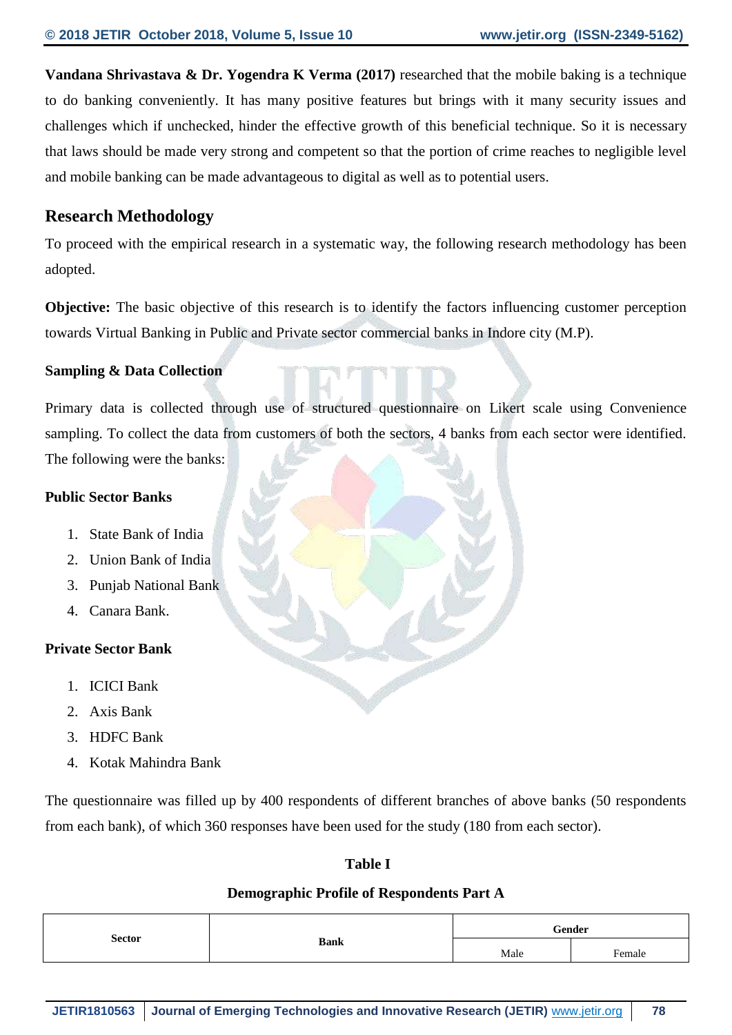**Vandana Shrivastava & Dr. Yogendra K Verma (2017)** researched that the mobile baking is a technique to do banking conveniently. It has many positive features but brings with it many security issues and challenges which if unchecked, hinder the effective growth of this beneficial technique. So it is necessary that laws should be made very strong and competent so that the portion of crime reaches to negligible level and mobile banking can be made advantageous to digital as well as to potential users.

## Research Methodology

To proceed with the empirical research in a systematic way, the following research methodology has been adopted.

**Objective:** The basic objective of this research is to identify the factors influencing customer perception towards Virtual Banking in Public and Private sector commercial banks in Indore city (M.P).

**Sampling & Data Collection**

Primary data is collected through use of structured questionnaire on Likert scale using Convenience sampling. To collect the data from customers of both the sectors, 4 banks from each sector were identified. The following were the banks:

**Public Sector Banks**

1. State Bank of India
2. Union Bank of India
3. Punjab National Bank
4. Canara Bank.

**Private Sector Bank**

1. ICICI Bank
2. Axis Bank
3. HDFC Bank
4. Kotak Mahindra Bank

The questionnaire was filled up by 400 respondents of different branches of above banks (50 respondents from each bank), of which 360 responses have been used for the study (180 from each sector).

**Table I**

**Demographic Profile of Respondents Part A**

| Sector | Bank | Gender | |
|---|---|---|---|
| | | Male | Female |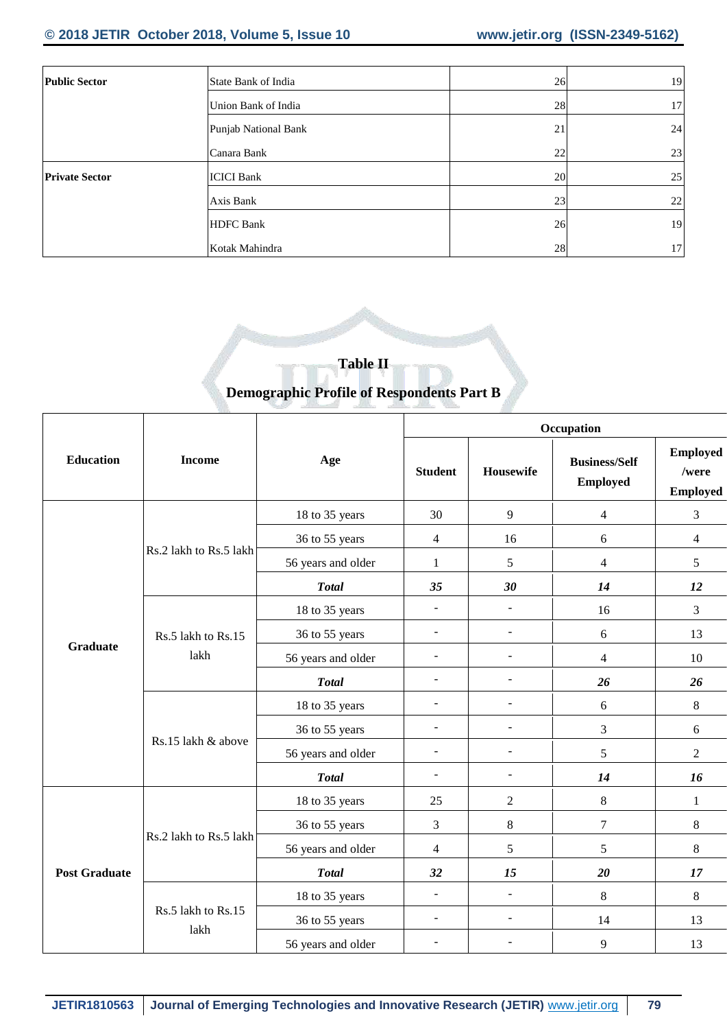| Public Sector | State Bank of India | 26 | 19 |
|---|---|---|---|
| | Union Bank of India | 28 | 17 |
| | Punjab National Bank | 21 | 24 |
| | Canara Bank | 22 | 23 |
| Private Sector | ICICI Bank | 20 | 25 |
| | Axis Bank | 23 | 22 |
| | HDFC Bank | 26 | 19 |
| | Kotak Mahindra | 28 | 17 |

**Table II**

**Demographic Profile of Respondents Part B**

| Education | Income | Age | Occupation | | | |
|---|---|---|---|---|---|---|
| | | | Student | Housewife | Business/Self Employed | Employed /were Employed |
| Graduate | Rs.2 lakh to Rs.5 lakh | 18 to 35 years | 30 | 9 | 4 | 3 |
| | | 36 to 55 years | 4 | 16 | 6 | 4 |
| | | 56 years and older | 1 | 5 | 4 | 5 |
| | | ***Total*** | ***35*** | ***30*** | ***14*** | ***12*** |
| | Rs.5 lakh to Rs.15 lakh | 18 to 35 years | - | - | 16 | 3 |
| | | 36 to 55 years | - | - | 6 | 13 |
| | | 56 years and older | - | - | 4 | 10 |
| | | ***Total*** | - | - | ***26*** | ***26*** |
| | Rs.15 lakh & above | 18 to 35 years | - | - | 6 | 8 |
| | | 36 to 55 years | - | - | 3 | 6 |
| | | 56 years and older | - | - | 5 | 2 |
| | | ***Total*** | - | - | ***14*** | ***16*** |
| Post Graduate | Rs.2 lakh to Rs.5 lakh | 18 to 35 years | 25 | 2 | 8 | 1 |
| | | 36 to 55 years | 3 | 8 | 7 | 8 |
| | | 56 years and older | 4 | 5 | 5 | 8 |
| | | ***Total*** | ***32*** | ***15*** | ***20*** | ***17*** |
| | Rs.5 lakh to Rs.15 lakh | 18 to 35 years | - | - | 8 | 8 |
| | | 36 to 55 years | - | - | 14 | 13 |
| | | 56 years and older | - | - | 9 | 13 |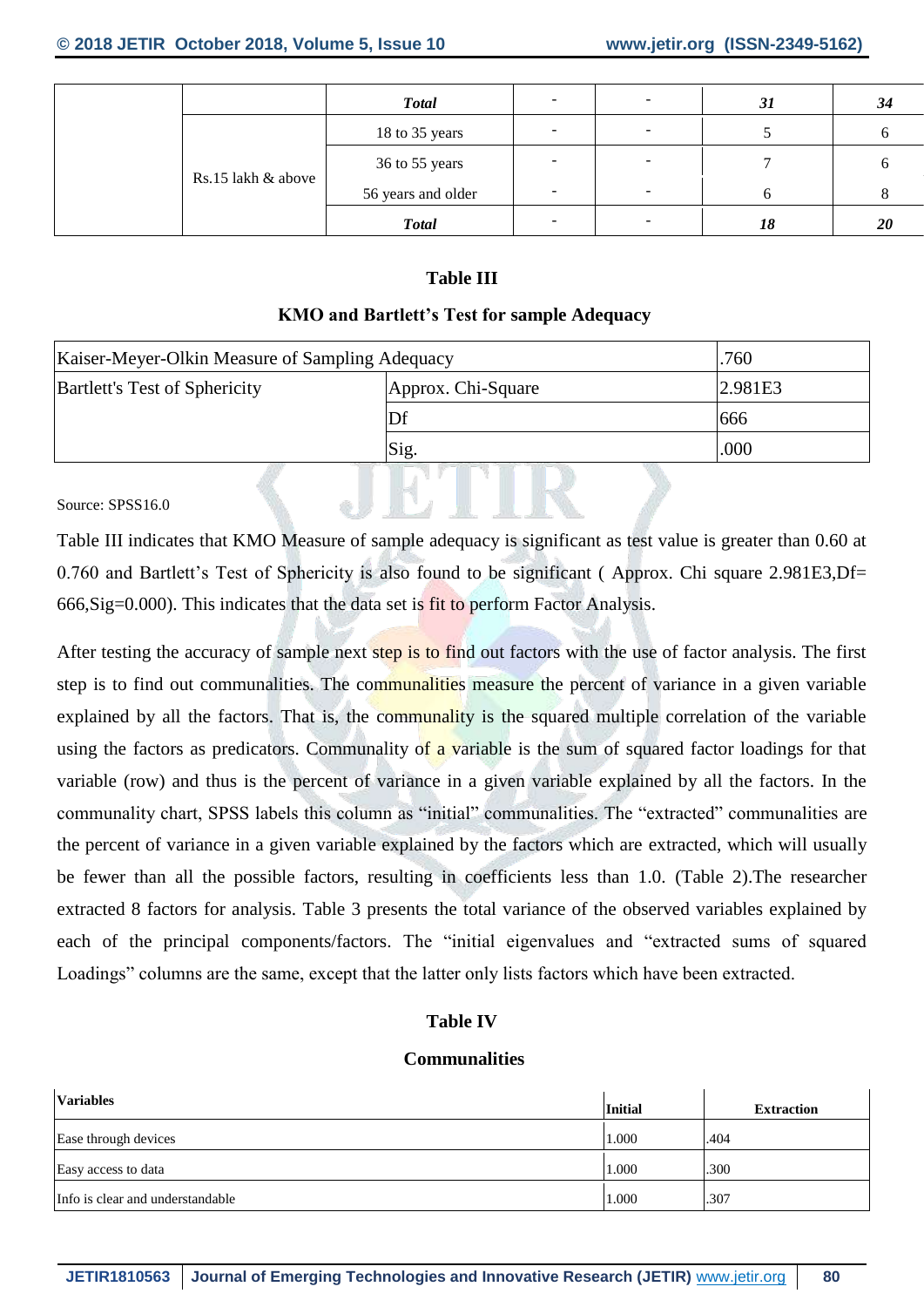| | | Total | - | - | 31 | 34 |
|---|---|---|---|---|---|---|
| | Rs.15 lakh & above | 18 to 35 years | - | - | 5 | 6 |
| | | 36 to 55 years | - | - | 7 | 6 |
| | | 56 years and older | - | - | 6 | 8 |
| | | ***Total*** | - | - | ***18*** | ***20*** |

**Table III**

**KMO and Bartlett's Test for sample Adequacy**

| Kaiser-Meyer-Olkin Measure of Sampling Adequacy | | .760 |
|---|---|---|
| Bartlett's Test of Sphericity | Approx. Chi-Square | 2.981E3 |
| | Df | 666 |
| | Sig. | .000 |

Source: SPSS16.0

Table III indicates that KMO Measure of sample adequacy is significant as test value is greater than 0.60 at 0.760 and Bartlett's Test of Sphericity is also found to be significant ( Approx. Chi square 2.981E3,Df= 666,Sig=0.000). This indicates that the data set is fit to perform Factor Analysis.

After testing the accuracy of sample next step is to find out factors with the use of factor analysis. The first step is to find out communalities. The communalities measure the percent of variance in a given variable explained by all the factors. That is, the community is the squared multiple correlation of the variable using the factors as predicators. Communality of a variable is the sum of squared factor loadings for that variable (row) and thus is the percent of variance in a given variable explained by all the factors. In the communality chart, SPSS labels this column as "initial" communalities. The "extracted" communalities are the percent of variance in a given variable explained by the factors which are extracted, which will usually be fewer than all the possible factors, resulting in coefficients less than 1.0. (Table 2).The researcher extracted 8 factors for analysis. Table 3 presents the total variance of the observed variables explained by each of the principal components/factors. The "initial eigenvalues and "extracted sums of squared Loadings" columns are the same, except that the latter only lists factors which have been extracted.

**Table IV**

**Communalities**

| Variables | Initial | Extraction |
|---|---|---|
| Ease through devices | 1.000 | .404 |
| Easy access to data | 1.000 | .300 |
| Info is clear and understandable | 1.000 | .307 |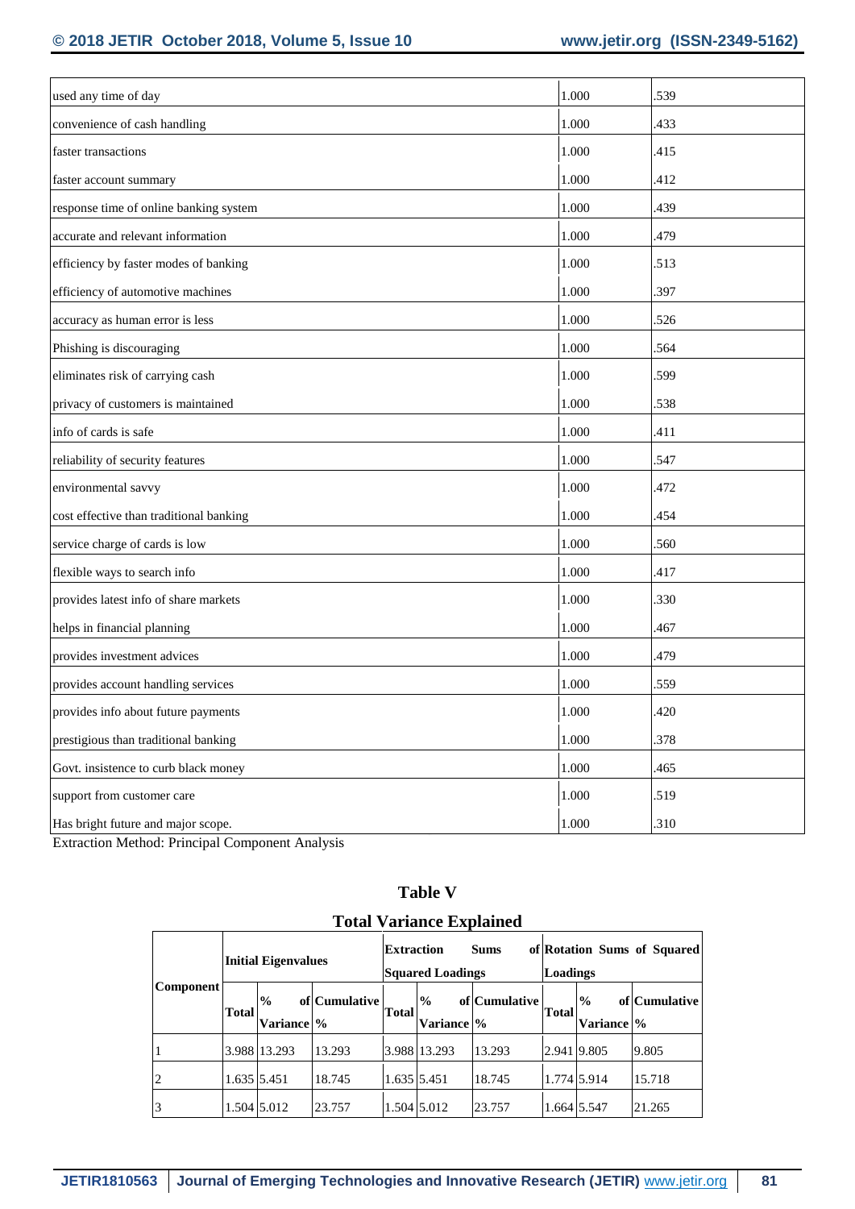| | | |
|---|---|---|
| used any time of day | 1.000 | .539 |
| convenience of cash handling | 1.000 | .433 |
| faster transactions | 1.000 | .415 |
| faster account summary | 1.000 | .412 |
| response time of online banking system | 1.000 | .439 |
| accurate and relevant information | 1.000 | .479 |
| efficiency by faster modes of banking | 1.000 | .513 |
| efficiency of automotive machines | 1.000 | .397 |
| accuracy as human error is less | 1.000 | .526 |
| Phishing is discouraging | 1.000 | .564 |
| eliminates risk of carrying cash | 1.000 | .599 |
| privacy of customers is maintained | 1.000 | .538 |
| info of cards is safe | 1.000 | .411 |
| reliability of security features | 1.000 | .547 |
| environmental savvy | 1.000 | .472 |
| cost effective than traditional banking | 1.000 | .454 |
| service charge of cards is low | 1.000 | .560 |
| flexible ways to search info | 1.000 | .417 |
| provides latest info of share markets | 1.000 | .330 |
| helps in financial planning | 1.000 | .467 |
| provides investment advices | 1.000 | .479 |
| provides account handling services | 1.000 | .559 |
| provides info about future payments | 1.000 | .420 |
| prestigious than traditional banking | 1.000 | .378 |
| Govt. insistence to curb black money | 1.000 | .465 |
| support from customer care | 1.000 | .519 |
| Has bright future and major scope. | 1.000 | .310 |

Extraction Method: Principal Component Analysis

## Table V

## Total Variance Explained

| Component | Initial Eigenvalues | | | Extraction Sums of Squared Loadings | | | Rotation Sums of Squared Loadings | | |
|---|---|---|---|---|---|---|---|---|---|
| | **Total** | **% of Variance** | **Cumulative %** | **Total** | **% of Variance** | **Cumulative %** | **Total** | **% of Variance** | **Cumulative %** |
| 1 | 3.988 | 13.293 | 13.293 | 3.988 | 13.293 | 13.293 | 2.941 | 9.805 | 9.805 |
| 2 | 1.635 | 5.451 | 18.745 | 1.635 | 5.451 | 18.745 | 1.774 | 5.914 | 15.718 |
| 3 | 1.504 | 5.012 | 23.757 | 1.504 | 5.012 | 23.757 | 1.664 | 5.547 | 21.265 |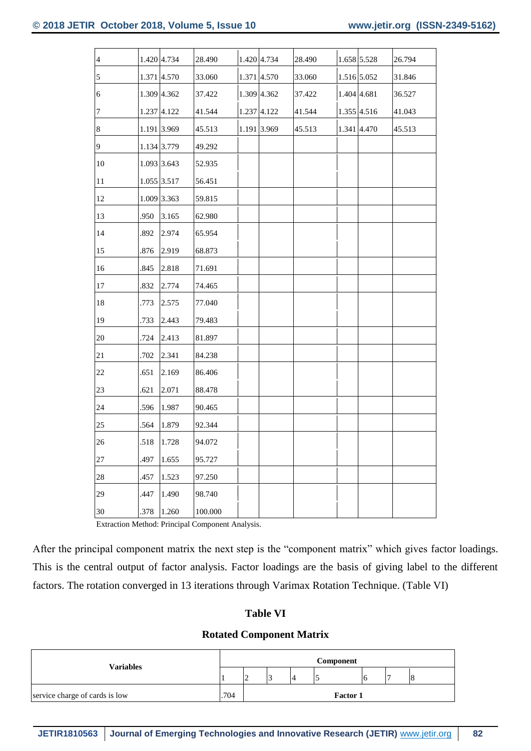| 4 | 1.420 | 4.734 | 28.490 | 1.420 | 4.734 | 28.490 | 1.658 | 5.528 | 26.794 |
|---|---|---|---|---|---|---|---|---|---|
| 5 | 1.371 | 4.570 | 33.060 | 1.371 | 4.570 | 33.060 | 1.516 | 5.052 | 31.846 |
| 6 | 1.309 | 4.362 | 37.422 | 1.309 | 4.362 | 37.422 | 1.404 | 4.681 | 36.527 |
| 7 | 1.237 | 4.122 | 41.544 | 1.237 | 4.122 | 41.544 | 1.355 | 4.516 | 41.043 |
| 8 | 1.191 | 3.969 | 45.513 | 1.191 | 3.969 | 45.513 | 1.341 | 4.470 | 45.513 |
| 9 | 1.134 | 3.779 | 49.292 | | | | | | |
| 10 | 1.093 | 3.643 | 52.935 | | | | | | |
| 11 | 1.055 | 3.517 | 56.451 | | | | | | |
| 12 | 1.009 | 3.363 | 59.815 | | | | | | |
| 13 | .950 | 3.165 | 62.980 | | | | | | |
| 14 | .892 | 2.974 | 65.954 | | | | | | |
| 15 | .876 | 2.919 | 68.873 | | | | | | |
| 16 | .845 | 2.818 | 71.691 | | | | | | |
| 17 | .832 | 2.774 | 74.465 | | | | | | |
| 18 | .773 | 2.575 | 77.040 | | | | | | |
| 19 | .733 | 2.443 | 79.483 | | | | | | |
| 20 | .724 | 2.413 | 81.897 | | | | | | |
| 21 | .702 | 2.341 | 84.238 | | | | | | |
| 22 | .651 | 2.169 | 86.406 | | | | | | |
| 23 | .621 | 2.071 | 88.478 | | | | | | |
| 24 | .596 | 1.987 | 90.465 | | | | | | |
| 25 | .564 | 1.879 | 92.344 | | | | | | |
| 26 | .518 | 1.728 | 94.072 | | | | | | |
| 27 | .497 | 1.655 | 95.727 | | | | | | |
| 28 | .457 | 1.523 | 97.250 | | | | | | |
| 29 | .447 | 1.490 | 98.740 | | | | | | |
| 30 | .378 | 1.260 | 100.000 | | | | | | |

Extraction Method: Principal Component Analysis.

After the principal component matrix the next step is the "component matrix" which gives factor loadings. This is the central output of factor analysis. Factor loadings are the basis of giving label to the different factors. The rotation converged in 13 iterations through Varimax Rotation Technique. (Table VI)

## Table VI

### Rotated Component Matrix

| Variables | Component | | | | | | | |
|---|---|---|---|---|---|---|---|---|
| | 1 | 2 | 3 | 4 | 5 | 6 | 7 | 8 |
| service charge of cards is low | .704 | | | | **Factor 1** | | | |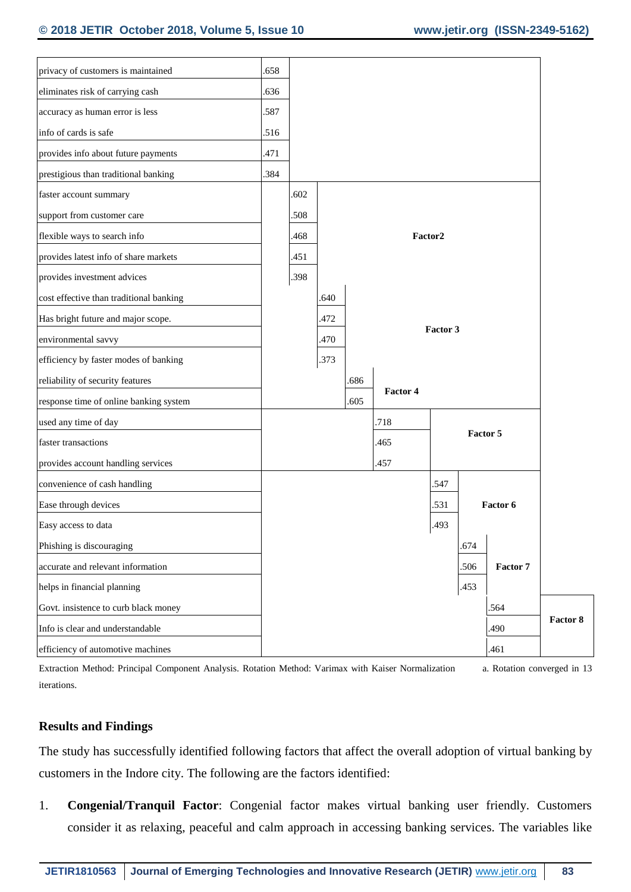| Variable | 1 | 2 | 3 | 4 | 5 | 6 | 7 | 8 |
|---|---|---|---|---|---|---|---|---|
| privacy of customers is maintained | .658 | | | | | | | |
| eliminates risk of carrying cash | .636 | | | | | | | |
| accuracy as human error is less | .587 | | | | | | | |
| info of cards is safe | .516 | | | | | | | |
| provides info about future payments | .471 | | | | | | | |
| prestigious than traditional banking | .384 | | | | | | | |
| faster account summary | | .602 | | | | | | |
| support from customer care | | .508 | | | | | | |
| flexible ways to search info | | .468 | | | | | | |
| provides latest info of share markets | | .451 | | | | | | |
| provides investment advices | | .398 | | | | | | |
| cost effective than traditional banking | | | .640 | | | | | |
| Has bright future and major scope. | | | .472 | | | | | |
| environmental savvy | | | .470 | | | | | |
| efficiency by faster modes of banking | | | .373 | | | | | |
| reliability of security features | | | | .686 | | | | |
| response time of online banking system | | | | .605 | | | | |
| used any time of day | | | | | .718 | | | |
| faster transactions | | | | | .465 | | | |
| provides account handling services | | | | | .457 | | | |
| convenience of cash handling | | | | | | .547 | | |
| Ease through devices | | | | | | .531 | | |
| Easy access to data | | | | | | .493 | | |
| Phishing is discouraging | | | | | | | .674 | |
| accurate and relevant information | | | | | | | .506 | |
| helps in financial planning | | | | | | | .453 | |
| Govt. insistence to curb black money | | | | | | | | .564 |
| Info is clear and understandable | | | | | | | | .490 |
| efficiency of automotive machines | | | | | | | | .461 |

(Column 2 = Factor2, 3 = Factor 3, 4 = Factor 4, 5 = Factor 5, 6 = Factor 6, 7 = Factor 7, 8 = Factor 8)

Extraction Method: Principal Component Analysis. Rotation Method: Varimax with Kaiser Normalization a. Rotation converged in 13 iterations.

## Results and Findings

The study has successfully identified following factors that affect the overall adoption of virtual banking by customers in the Indore city. The following are the factors identified:

1. **Congenial/Tranquil Factor**: Congenial factor makes virtual banking user friendly. Customers consider it as relaxing, peaceful and calm approach in accessing banking services. The variables like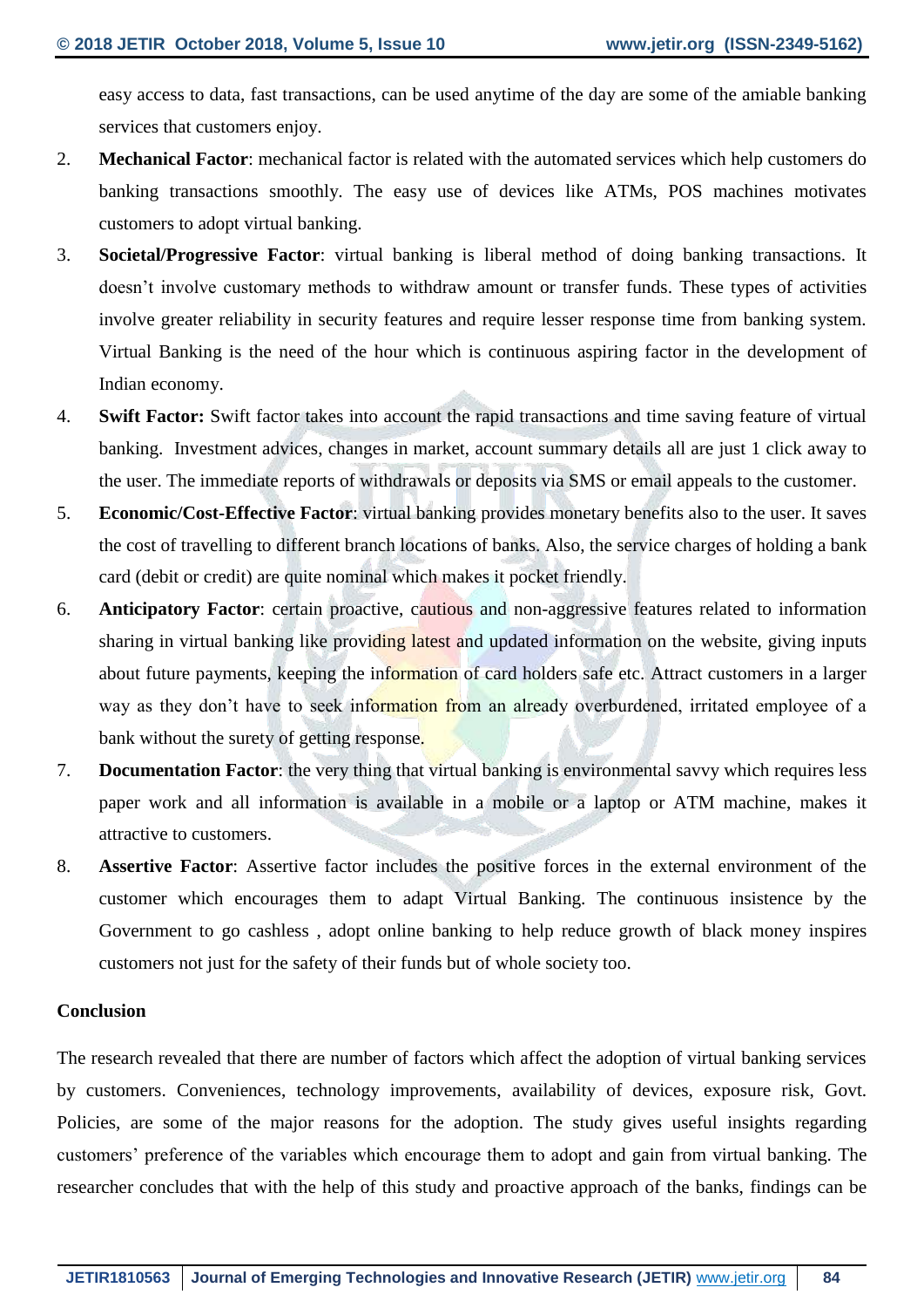easy access to data, fast transactions, can be used anytime of the day are some of the amiable banking services that customers enjoy.

2. **Mechanical Factor**: mechanical factor is related with the automated services which help customers do banking transactions smoothly. The easy use of devices like ATMs, POS machines motivates customers to adopt virtual banking.
3. **Societal/Progressive Factor**: virtual banking is liberal method of doing banking transactions. It doesn't involve customary methods to withdraw amount or transfer funds. These types of activities involve greater reliability in security features and require lesser response time from banking system. Virtual Banking is the need of the hour which is continuous aspiring factor in the development of Indian economy.
4. **Swift Factor:** Swift factor takes into account the rapid transactions and time saving feature of virtual banking. Investment advices, changes in market, account summary details all are just 1 click away to the user. The immediate reports of withdrawals or deposits via SMS or email appeals to the customer.
5. **Economic/Cost-Effective Factor**: virtual banking provides monetary benefits also to the user. It saves the cost of travelling to different branch locations of banks. Also, the service charges of holding a bank card (debit or credit) are quite nominal which makes it pocket friendly.
6. **Anticipatory Factor**: certain proactive, cautious and non-aggressive features related to information sharing in virtual banking like providing latest and updated information on the website, giving inputs about future payments, keeping the information of card holders safe etc. Attract customers in a larger way as they don't have to seek information from an already overburdened, irritated employee of a bank without the surety of getting response.
7. **Documentation Factor**: the very thing that virtual banking is environmental savvy which requires less paper work and all information is available in a mobile or a laptop or ATM machine, makes it attractive to customers.
8. **Assertive Factor**: Assertive factor includes the positive forces in the external environment of the customer which encourages them to adapt Virtual Banking. The continuous insistence by the Government to go cashless , adopt online banking to help reduce growth of black money inspires customers not just for the safety of their funds but of whole society too.

## Conclusion

The research revealed that there are number of factors which affect the adoption of virtual banking services by customers. Conveniences, technology improvements, availability of devices, exposure risk, Govt. Policies, are some of the major reasons for the adoption. The study gives useful insights regarding customers' preference of the variables which encourage them to adopt and gain from virtual banking. The researcher concludes that with the help of this study and proactive approach of the banks, findings can be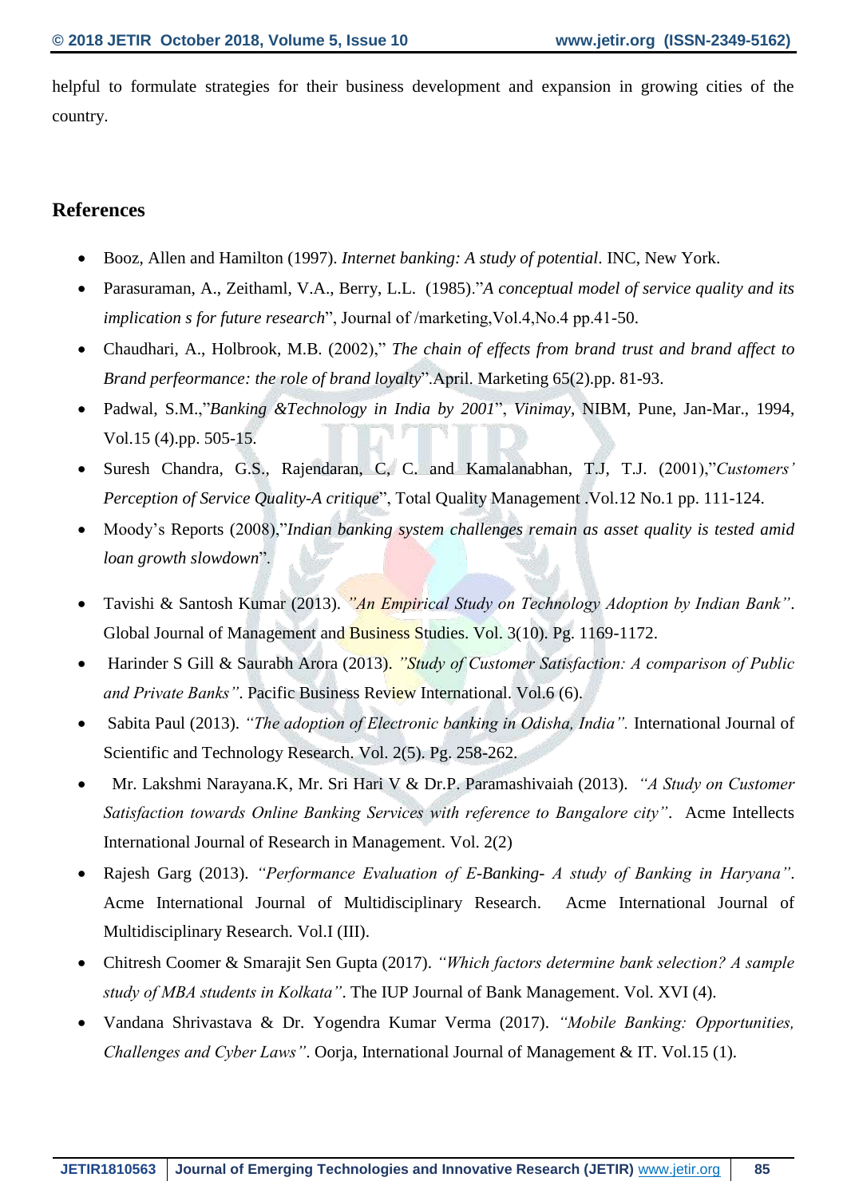helpful to formulate strategies for their business development and expansion in growing cities of the country.

## References

- Booz, Allen and Hamilton (1997). *Internet banking: A study of potential*. INC, New York.
- Parasuraman, A., Zeithaml, V.A., Berry, L.L. (1985)."*A conceptual model of service quality and its implication s for future research*", Journal of /marketing,Vol.4,No.4 pp.41-50.
- Chaudhari, A., Holbrook, M.B. (2002)," *The chain of effects from brand trust and brand affect to Brand perfeormance: the role of brand loyalty*".April. Marketing 65(2).pp. 81-93.
- Padwal, S.M.,"*Banking &Technology in India by 2001*", *Vinimay*, NIBM, Pune, Jan-Mar., 1994, Vol.15 (4).pp. 505-15.
- Suresh Chandra, G.S., Rajendaran, C, C. and Kamalanabhan, T.J, T.J. (2001),"*Customers' Perception of Service Quality-A critique*", Total Quality Management .Vol.12 No.1 pp. 111-124.
- Moody's Reports (2008),"*Indian banking system challenges remain as asset quality is tested amid loan growth slowdown*".
- Tavishi & Santosh Kumar (2013). *"An Empirical Study on Technology Adoption by Indian Bank"*. Global Journal of Management and Business Studies. Vol. 3(10). Pg. 1169-1172.
- Harinder S Gill & Saurabh Arora (2013). *"Study of Customer Satisfaction: A comparison of Public and Private Banks"*. Pacific Business Review International. Vol.6 (6).
- Sabita Paul (2013). *"The adoption of Electronic banking in Odisha, India".* International Journal of Scientific and Technology Research. Vol. 2(5). Pg. 258-262.
- Mr. Lakshmi Narayana.K, Mr. Sri Hari V & Dr.P. Paramashivaiah (2013). *"A Study on Customer Satisfaction towards Online Banking Services with reference to Bangalore city"*. Acme Intellects International Journal of Research in Management. Vol. 2(2)
- Rajesh Garg (2013). *"Performance Evaluation of E-Banking- A study of Banking in Haryana"*. Acme International Journal of Multidisciplinary Research. Acme International Journal of Multidisciplinary Research. Vol.I (III).
- Chitresh Coomer & Smarajit Sen Gupta (2017). *"Which factors determine bank selection? A sample study of MBA students in Kolkata"*. The IUP Journal of Bank Management. Vol. XVI (4).
- Vandana Shrivastava & Dr. Yogendra Kumar Verma (2017). *"Mobile Banking: Opportunities, Challenges and Cyber Laws"*. Oorja, International Journal of Management & IT. Vol.15 (1).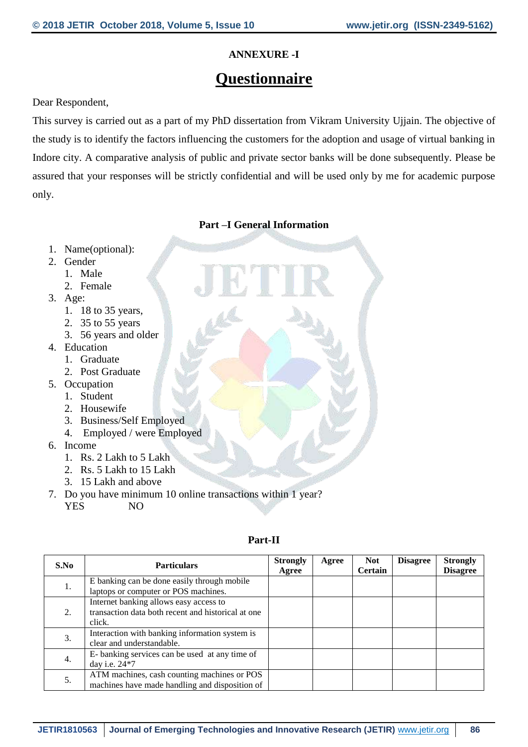**ANNEXURE -I**

# Questionnaire

Dear Respondent,

This survey is carried out as a part of my PhD dissertation from Vikram University Ujjain. The objective of the study is to identify the factors influencing the customers for the adoption and usage of virtual banking in Indore city. A comparative analysis of public and private sector banks will be done subsequently. Please be assured that your responses will be strictly confidential and will be used only by me for academic purpose only.

### Part –I General Information

1. Name(optional):
2. Gender
   1. Male
   2. Female
3. Age:
   1. 18 to 35 years,
   2. 35 to 55 years
   3. 56 years and older
4. Education
   1. Graduate
   2. Post Graduate
5. Occupation
   1. Student
   2. Housewife
   3. Business/Self Employed
   4. Employed / were Employed
6. Income
   1. Rs. 2 Lakh to 5 Lakh
   2. Rs. 5 Lakh to 15 Lakh
   3. 15 Lakh and above
7. Do you have minimum 10 online transactions within 1 year?
   YES NO

### Part-II

| S.No | Particulars | Strongly Agree | Agree | Not Certain | Disagree | Strongly Disagree |
|---|---|---|---|---|---|---|
| 1. | E banking can be done easily through mobile laptops or computer or POS machines. | | | | | |
| 2. | Internet banking allows easy access to transaction data both recent and historical at one click. | | | | | |
| 3. | Interaction with banking information system is clear and understandable. | | | | | |
| 4. | E- banking services can be used at any time of day i.e. 24*7 | | | | | |
| 5. | ATM machines, cash counting machines or POS machines have made handling and disposition of | | | | | |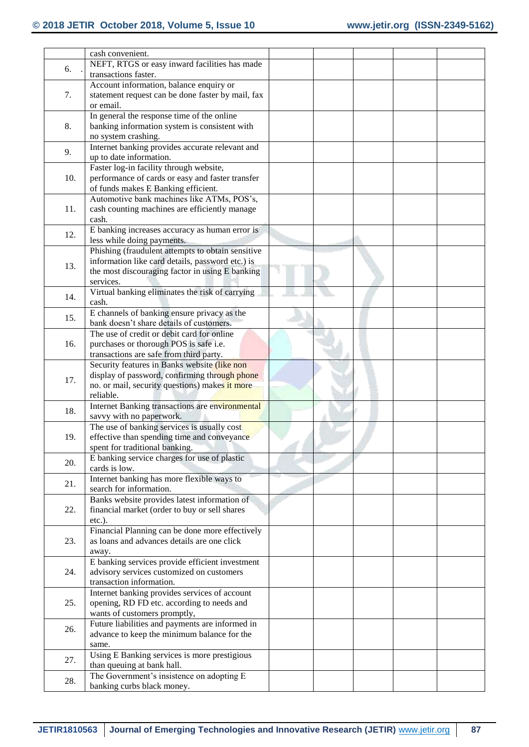|  | cash convenient. |  |  |  |  |  |
|---|---|---|---|---|---|---|
| 6. | NEFT, RTGS or easy inward facilities has made transactions faster. |  |  |  |  |  |
| 7. | Account information, balance enquiry or statement request can be done faster by mail, fax or email. |  |  |  |  |  |
| 8. | In general the response time of the online banking information system is consistent with no system crashing. |  |  |  |  |  |
| 9. | Internet banking provides accurate relevant and up to date information. |  |  |  |  |  |
| 10. | Faster log-in facility through website, performance of cards or easy and faster transfer of funds makes E Banking efficient. |  |  |  |  |  |
| 11. | Automotive bank machines like ATMs, POS's, cash counting machines are efficiently manage cash. |  |  |  |  |  |
| 12. | E banking increases accuracy as human error is less while doing payments. |  |  |  |  |  |
| 13. | Phishing (fraudulent attempts to obtain sensitive information like card details, password etc.) is the most discouraging factor in using E banking services. |  |  |  |  |  |
| 14. | Virtual banking eliminates the risk of carrying cash. |  |  |  |  |  |
| 15. | E channels of banking ensure privacy as the bank doesn't share details of customers. |  |  |  |  |  |
| 16. | The use of credit or debit card for online purchases or thorough POS is safe i.e. transactions are safe from third party. |  |  |  |  |  |
| 17. | Security features in Banks website (like non display of password, confirming through phone no. or mail, security questions) makes it more reliable. |  |  |  |  |  |
| 18. | Internet Banking transactions are environmental savvy with no paperwork. |  |  |  |  |  |
| 19. | The use of banking services is usually cost effective than spending time and conveyance spent for traditional banking. |  |  |  |  |  |
| 20. | E banking service charges for use of plastic cards is low. |  |  |  |  |  |
| 21. | Internet banking has more flexible ways to search for information. |  |  |  |  |  |
| 22. | Banks website provides latest information of financial market (order to buy or sell shares etc.). |  |  |  |  |  |
| 23. | Financial Planning can be done more effectively as loans and advances details are one click away. |  |  |  |  |  |
| 24. | E banking services provide efficient investment advisory services customized on customers transaction information. |  |  |  |  |  |
| 25. | Internet banking provides services of account opening, RD FD etc. according to needs and wants of customers promptly, |  |  |  |  |  |
| 26. | Future liabilities and payments are informed in advance to keep the minimum balance for the same. |  |  |  |  |  |
| 27. | Using E Banking services is more prestigious than queuing at bank hall. |  |  |  |  |  |
| 28. | The Government's insistence on adopting E banking curbs black money. |  |  |  |  |  |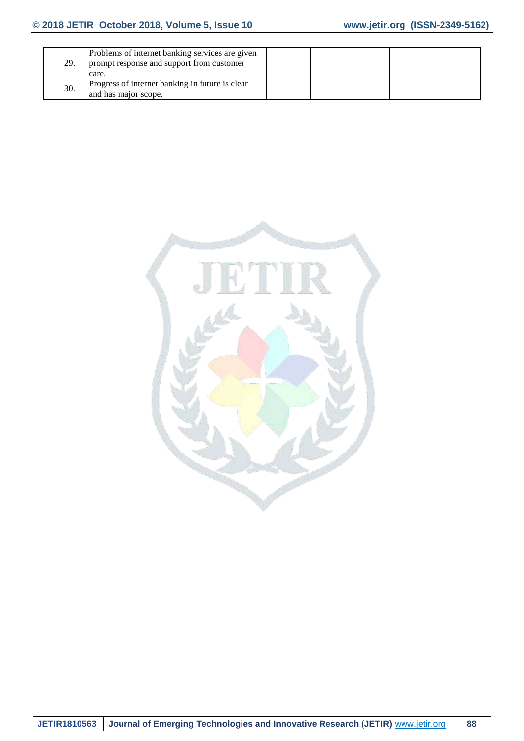| | | | | | | |
|---|---|---|---|---|---|---|
| 29. | Problems of internet banking services are given prompt response and support from customer care. | | | | | |
| 30. | Progress of internet banking in future is clear and has major scope. | | | | | |